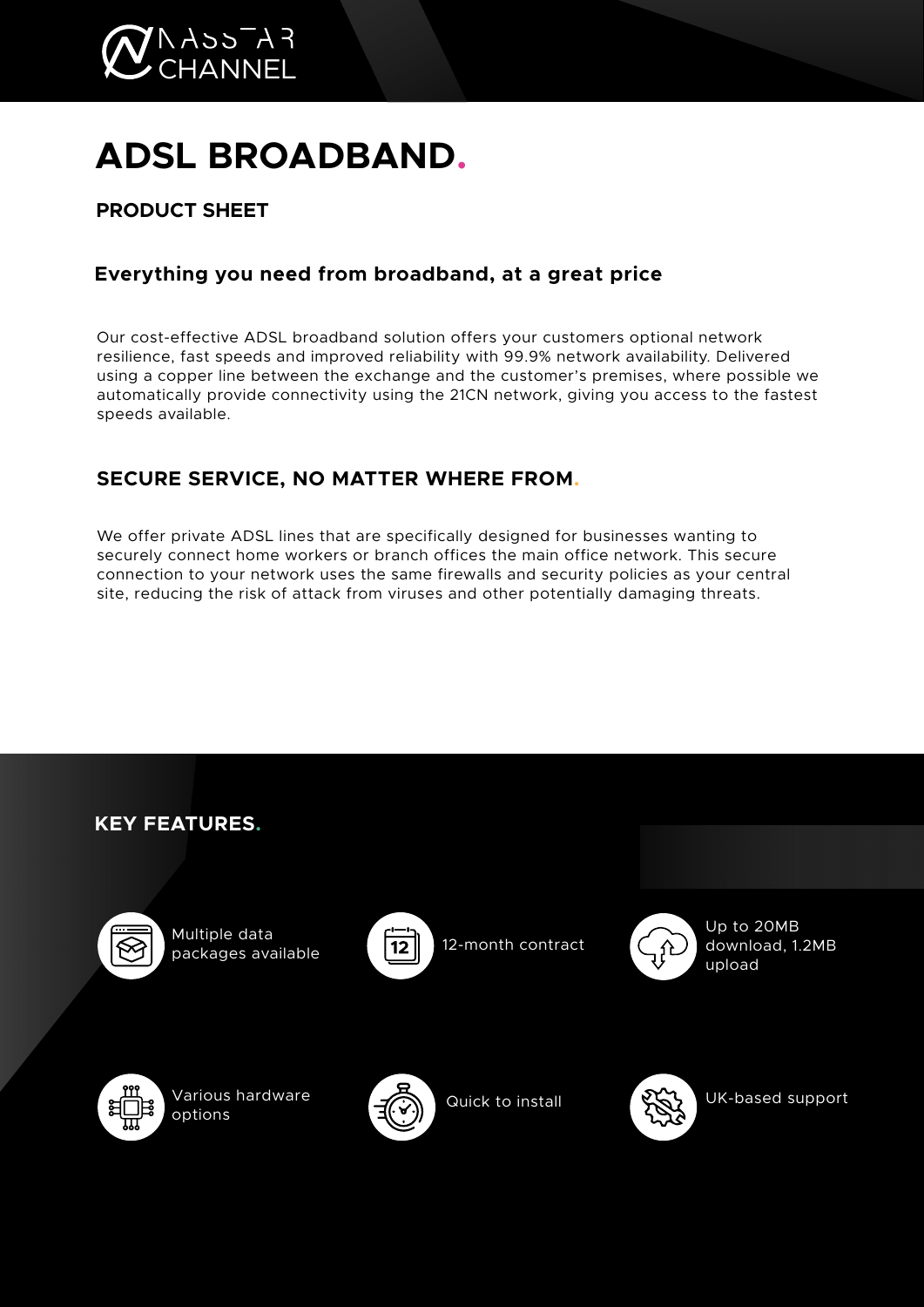# ADSL BROADBAND.

## PRODUCT SHEET

### Everything you need from broadband, at a great price

Our cost-effective ADSL broadband solution offers your customers optional network resilience, fast speeds and improved reliability with 99.9% network availability. Delivered using a copper line between the exchange and the customer's premises, where possible we automatically provide connectivity using the 21CN network, giving you access to the fastest speeds available.

## SECURE SERVICE, NO MATTER WHERE FROM.

We offer private ADSL lines that are specifically designed for businesses wanting to securely connect home workers or branch offices the main office network. This secure connection to your network uses the same firewalls and security policies as your central site, reducing the risk of attack from viruses and other potentially damaging threats.

## KEY FEATURES.

- Multiple data packages available
- 12-month contract
- Up to 20MB download, 1.2MB upload
- Various hardware options
- Quick to install
- UK-based support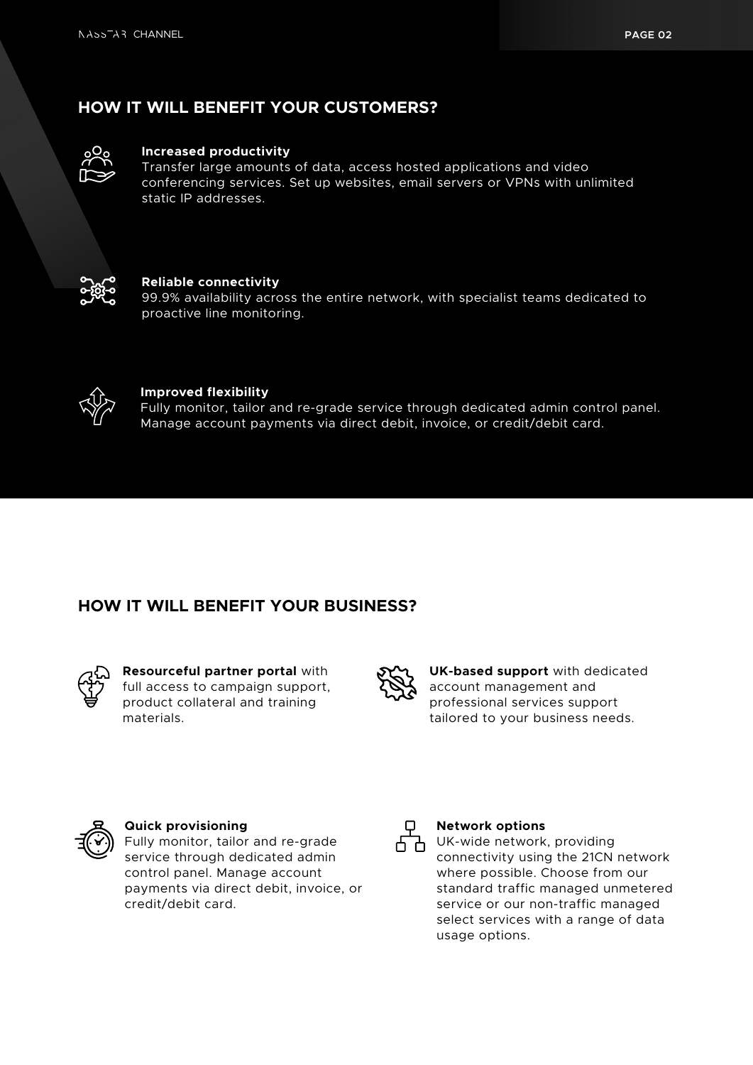## HOW IT WILL BENEFIT YOUR CUSTOMERS?

**Increased productivity**
Transfer large amounts of data, access hosted applications and video conferencing services. Set up websites, email servers or VPNs with unlimited static IP addresses.

**Reliable connectivity**
99.9% availability across the entire network, with specialist teams dedicated to proactive line monitoring.

**Improved flexibility**
Fully monitor, tailor and re-grade service through dedicated admin control panel. Manage account payments via direct debit, invoice, or credit/debit card.

## HOW IT WILL BENEFIT YOUR BUSINESS?

**Resourceful partner portal** with full access to campaign support, product collateral and training materials.

**UK-based support** with dedicated account management and professional services support tailored to your business needs.

**Quick provisioning**
Fully monitor, tailor and re-grade service through dedicated admin control panel. Manage account payments via direct debit, invoice, or credit/debit card.

**Network options**
UK-wide network, providing connectivity using the 21CN network where possible. Choose from our standard traffic managed unmetered service or our non-traffic managed select services with a range of data usage options.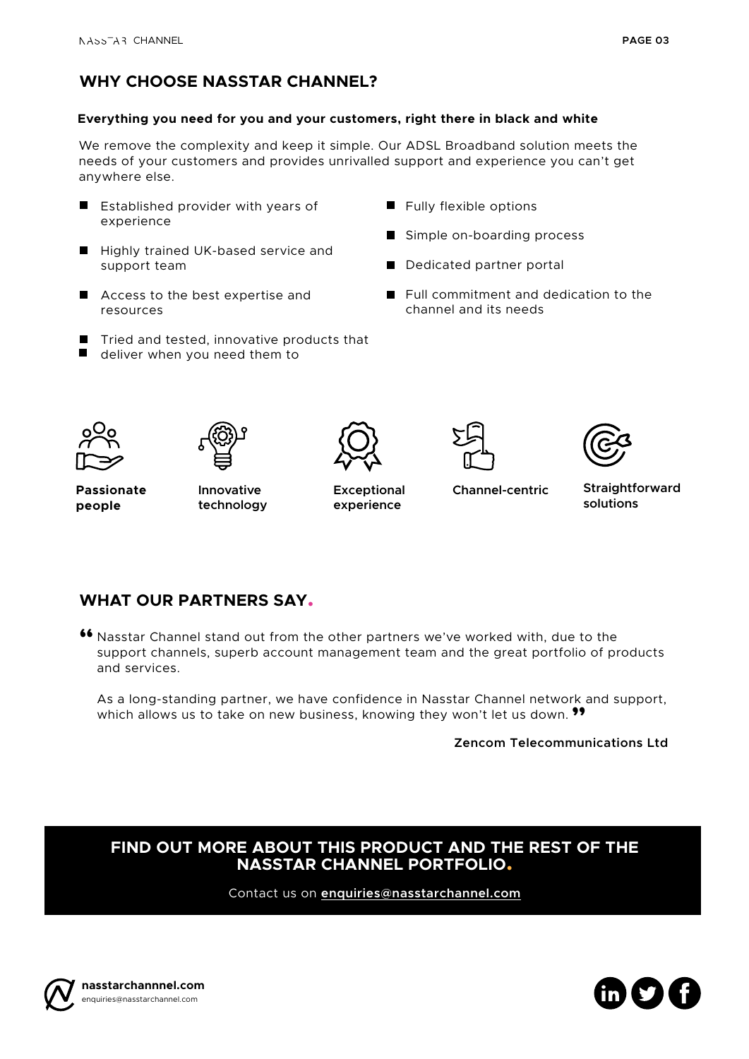## WHY CHOOSE NASSTAR CHANNEL?

**Everything you need for you and your customers, right there in black and white**

We remove the complexity and keep it simple. Our ADSL Broadband solution meets the needs of your customers and provides unrivalled support and experience you can't get anywhere else.

- Established provider with years of experience
- Highly trained UK-based service and support team
- Access to the best expertise and resources
- Tried and tested, innovative products that deliver when you need them to
- Fully flexible options
- Simple on-boarding process
- Dedicated partner portal
- Full commitment and dedication to the channel and its needs

**Passionate people**

**Innovative technology**

**Exceptional experience**

**Channel-centric**

**Straightforward solutions**

## WHAT OUR PARTNERS SAY.

"Nasstar Channel stand out from the other partners we've worked with, due to the support channels, superb account management team and the great portfolio of products and services.

As a long-standing partner, we have confidence in Nasstar Channel network and support, which allows us to take on new business, knowing they won't let us down."

Zencom Telecommunications Ltd

## FIND OUT MORE ABOUT THIS PRODUCT AND THE REST OF THE NASSTAR CHANNEL PORTFOLIO.

Contact us on **enquiries@nasstarchannel.com**

**nasstarchannnel.com**
enquiries@nasstarchannel.com